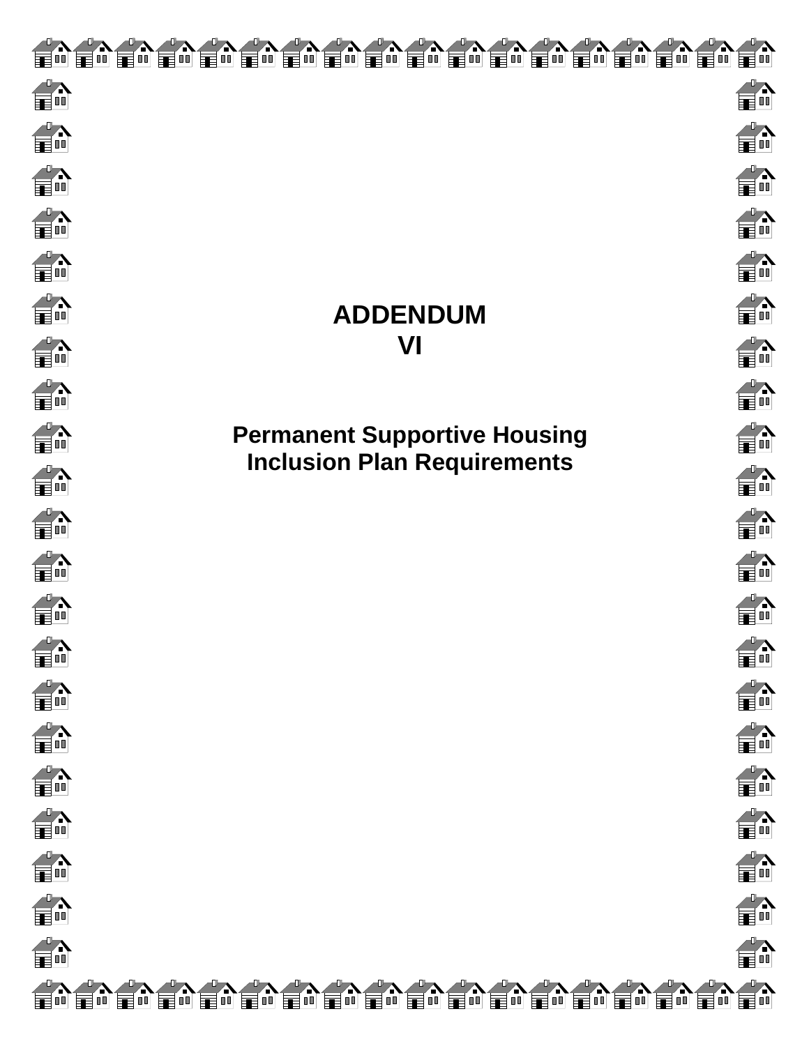# ADDENDUM
# VI

## Permanent Supportive Housing Inclusion Plan Requirements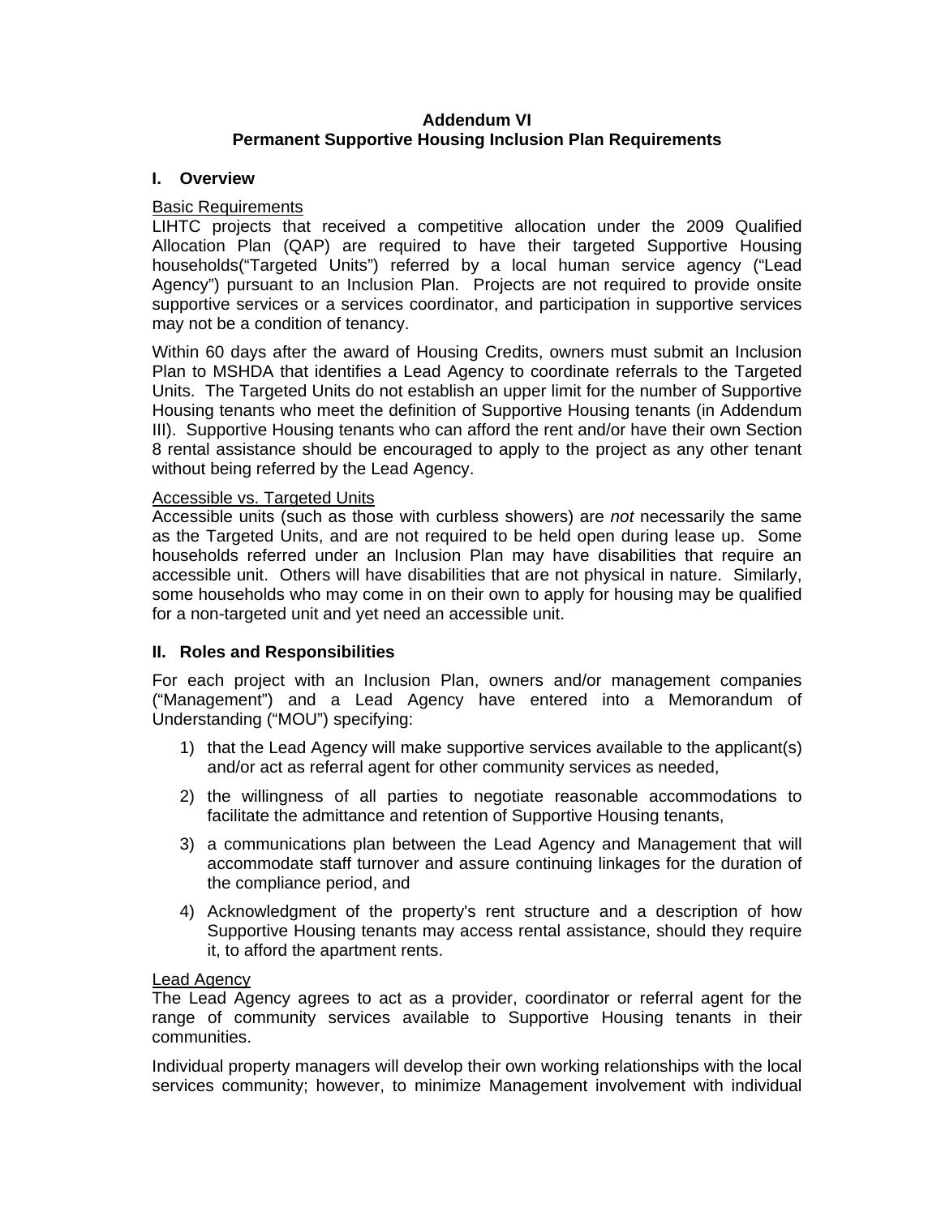**Addendum VI**
**Permanent Supportive Housing Inclusion Plan Requirements**

## I. Overview

Basic Requirements

LIHTC projects that received a competitive allocation under the 2009 Qualified Allocation Plan (QAP) are required to have their targeted Supportive Housing households("Targeted Units") referred by a local human service agency ("Lead Agency") pursuant to an Inclusion Plan. Projects are not required to provide onsite supportive services or a services coordinator, and participation in supportive services may not be a condition of tenancy.

Within 60 days after the award of Housing Credits, owners must submit an Inclusion Plan to MSHDA that identifies a Lead Agency to coordinate referrals to the Targeted Units. The Targeted Units do not establish an upper limit for the number of Supportive Housing tenants who meet the definition of Supportive Housing tenants (in Addendum III). Supportive Housing tenants who can afford the rent and/or have their own Section 8 rental assistance should be encouraged to apply to the project as any other tenant without being referred by the Lead Agency.

Accessible vs. Targeted Units

Accessible units (such as those with curbless showers) are *not* necessarily the same as the Targeted Units, and are not required to be held open during lease up. Some households referred under an Inclusion Plan may have disabilities that require an accessible unit. Others will have disabilities that are not physical in nature. Similarly, some households who may come in on their own to apply for housing may be qualified for a non-targeted unit and yet need an accessible unit.

## II. Roles and Responsibilities

For each project with an Inclusion Plan, owners and/or management companies ("Management") and a Lead Agency have entered into a Memorandum of Understanding ("MOU") specifying:

1) that the Lead Agency will make supportive services available to the applicant(s) and/or act as referral agent for other community services as needed,
2) the willingness of all parties to negotiate reasonable accommodations to facilitate the admittance and retention of Supportive Housing tenants,
3) a communications plan between the Lead Agency and Management that will accommodate staff turnover and assure continuing linkages for the duration of the compliance period, and
4) Acknowledgment of the property's rent structure and a description of how Supportive Housing tenants may access rental assistance, should they require it, to afford the apartment rents.

Lead Agency

The Lead Agency agrees to act as a provider, coordinator or referral agent for the range of community services available to Supportive Housing tenants in their communities.

Individual property managers will develop their own working relationships with the local services community; however, to minimize Management involvement with individual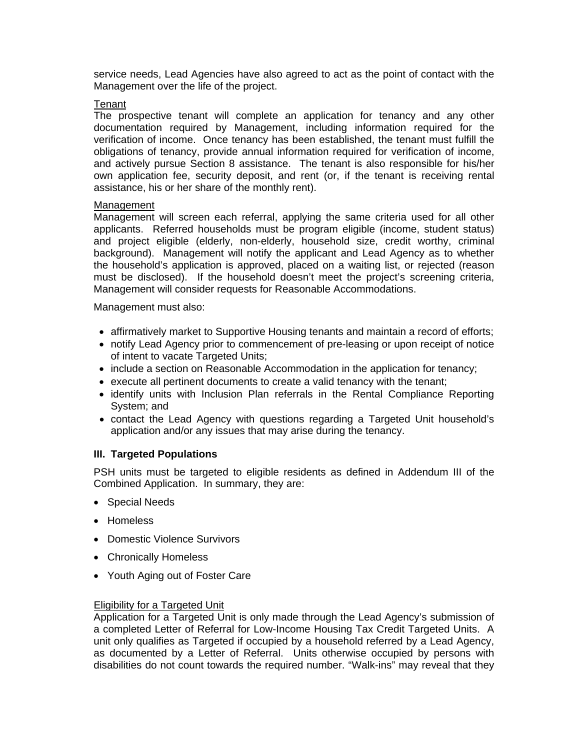service needs, Lead Agencies have also agreed to act as the point of contact with the Management over the life of the project.

<u>Tenant</u>
The prospective tenant will complete an application for tenancy and any other documentation required by Management, including information required for the verification of income. Once tenancy has been established, the tenant must fulfill the obligations of tenancy, provide annual information required for verification of income, and actively pursue Section 8 assistance. The tenant is also responsible for his/her own application fee, security deposit, and rent (or, if the tenant is receiving rental assistance, his or her share of the monthly rent).

<u>Management</u>
Management will screen each referral, applying the same criteria used for all other applicants. Referred households must be program eligible (income, student status) and project eligible (elderly, non-elderly, household size, credit worthy, criminal background). Management will notify the applicant and Lead Agency as to whether the household's application is approved, placed on a waiting list, or rejected (reason must be disclosed). If the household doesn't meet the project's screening criteria, Management will consider requests for Reasonable Accommodations.

Management must also:

- affirmatively market to Supportive Housing tenants and maintain a record of efforts;
- notify Lead Agency prior to commencement of pre-leasing or upon receipt of notice of intent to vacate Targeted Units;
- include a section on Reasonable Accommodation in the application for tenancy;
- execute all pertinent documents to create a valid tenancy with the tenant;
- identify units with Inclusion Plan referrals in the Rental Compliance Reporting System; and
- contact the Lead Agency with questions regarding a Targeted Unit household's application and/or any issues that may arise during the tenancy.

### III. Targeted Populations

PSH units must be targeted to eligible residents as defined in Addendum III of the Combined Application. In summary, they are:

- Special Needs
- Homeless
- Domestic Violence Survivors
- Chronically Homeless
- Youth Aging out of Foster Care

<u>Eligibility for a Targeted Unit</u>
Application for a Targeted Unit is only made through the Lead Agency's submission of a completed Letter of Referral for Low-Income Housing Tax Credit Targeted Units. A unit only qualifies as Targeted if occupied by a household referred by a Lead Agency, as documented by a Letter of Referral. Units otherwise occupied by persons with disabilities do not count towards the required number. "Walk-ins" may reveal that they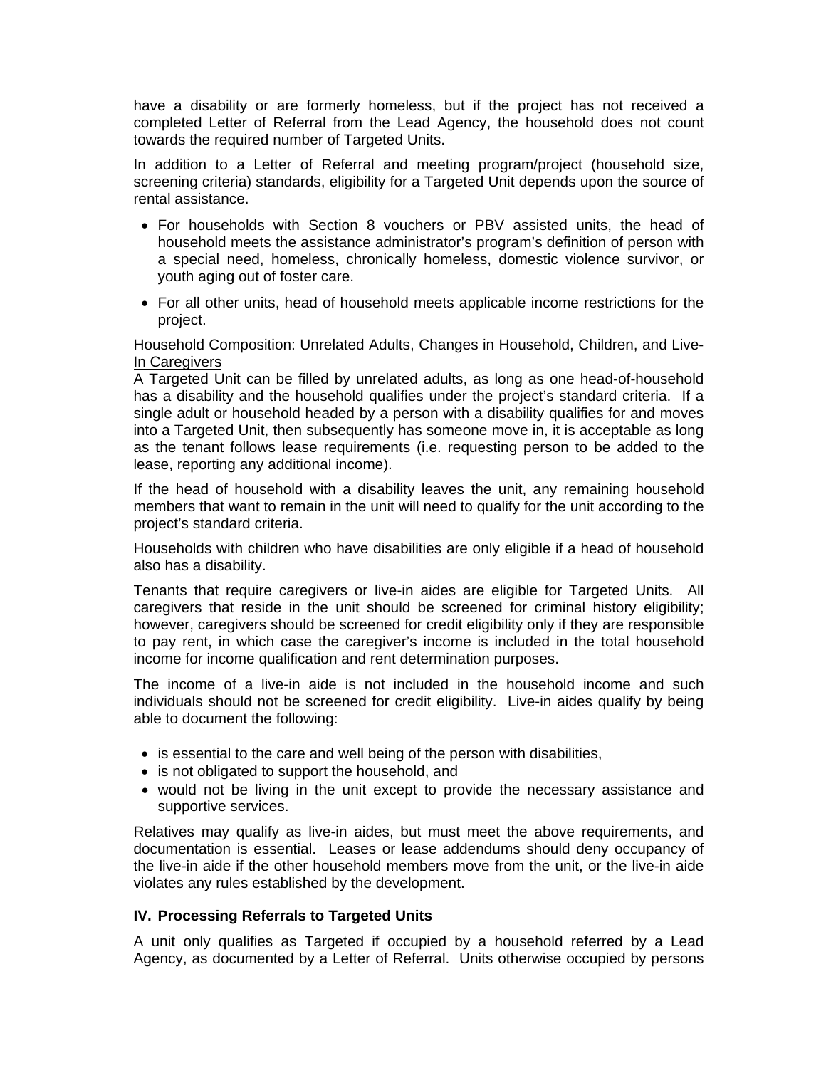have a disability or are formerly homeless, but if the project has not received a completed Letter of Referral from the Lead Agency, the household does not count towards the required number of Targeted Units.

In addition to a Letter of Referral and meeting program/project (household size, screening criteria) standards, eligibility for a Targeted Unit depends upon the source of rental assistance.

- For households with Section 8 vouchers or PBV assisted units, the head of household meets the assistance administrator's program's definition of person with a special need, homeless, chronically homeless, domestic violence survivor, or youth aging out of foster care.
- For all other units, head of household meets applicable income restrictions for the project.

<u>Household Composition: Unrelated Adults, Changes in Household, Children, and Live-In Caregivers</u>

A Targeted Unit can be filled by unrelated adults, as long as one head-of-household has a disability and the household qualifies under the project's standard criteria. If a single adult or household headed by a person with a disability qualifies for and moves into a Targeted Unit, then subsequently has someone move in, it is acceptable as long as the tenant follows lease requirements (i.e. requesting person to be added to the lease, reporting any additional income).

If the head of household with a disability leaves the unit, any remaining household members that want to remain in the unit will need to qualify for the unit according to the project's standard criteria.

Households with children who have disabilities are only eligible if a head of household also has a disability.

Tenants that require caregivers or live-in aides are eligible for Targeted Units. All caregivers that reside in the unit should be screened for criminal history eligibility; however, caregivers should be screened for credit eligibility only if they are responsible to pay rent, in which case the caregiver's income is included in the total household income for income qualification and rent determination purposes.

The income of a live-in aide is not included in the household income and such individuals should not be screened for credit eligibility. Live-in aides qualify by being able to document the following:

- is essential to the care and well being of the person with disabilities,
- is not obligated to support the household, and
- would not be living in the unit except to provide the necessary assistance and supportive services.

Relatives may qualify as live-in aides, but must meet the above requirements, and documentation is essential. Leases or lease addendums should deny occupancy of the live-in aide if the other household members move from the unit, or the live-in aide violates any rules established by the development.

## IV. Processing Referrals to Targeted Units

A unit only qualifies as Targeted if occupied by a household referred by a Lead Agency, as documented by a Letter of Referral. Units otherwise occupied by persons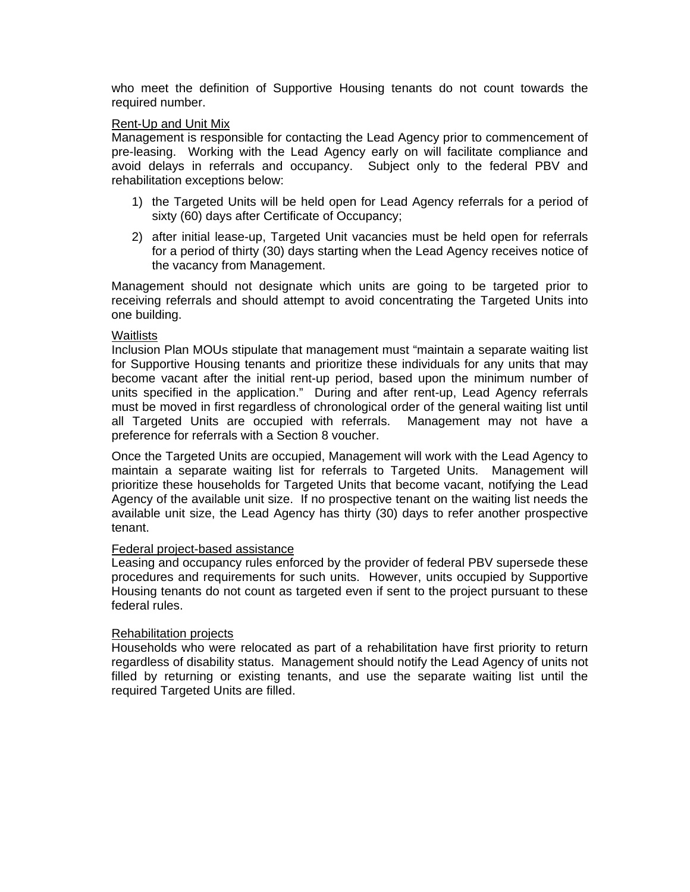who meet the definition of Supportive Housing tenants do not count towards the required number.

<u>Rent-Up and Unit Mix</u>
Management is responsible for contacting the Lead Agency prior to commencement of pre-leasing. Working with the Lead Agency early on will facilitate compliance and avoid delays in referrals and occupancy. Subject only to the federal PBV and rehabilitation exceptions below:

1) the Targeted Units will be held open for Lead Agency referrals for a period of sixty (60) days after Certificate of Occupancy;
2) after initial lease-up, Targeted Unit vacancies must be held open for referrals for a period of thirty (30) days starting when the Lead Agency receives notice of the vacancy from Management.

Management should not designate which units are going to be targeted prior to receiving referrals and should attempt to avoid concentrating the Targeted Units into one building.

<u>Waitlists</u>
Inclusion Plan MOUs stipulate that management must "maintain a separate waiting list for Supportive Housing tenants and prioritize these individuals for any units that may become vacant after the initial rent-up period, based upon the minimum number of units specified in the application." During and after rent-up, Lead Agency referrals must be moved in first regardless of chronological order of the general waiting list until all Targeted Units are occupied with referrals. Management may not have a preference for referrals with a Section 8 voucher.

Once the Targeted Units are occupied, Management will work with the Lead Agency to maintain a separate waiting list for referrals to Targeted Units. Management will prioritize these households for Targeted Units that become vacant, notifying the Lead Agency of the available unit size. If no prospective tenant on the waiting list needs the available unit size, the Lead Agency has thirty (30) days to refer another prospective tenant.

<u>Federal project-based assistance</u>
Leasing and occupancy rules enforced by the provider of federal PBV supersede these procedures and requirements for such units. However, units occupied by Supportive Housing tenants do not count as targeted even if sent to the project pursuant to these federal rules.

<u>Rehabilitation projects</u>
Households who were relocated as part of a rehabilitation have first priority to return regardless of disability status. Management should notify the Lead Agency of units not filled by returning or existing tenants, and use the separate waiting list until the required Targeted Units are filled.